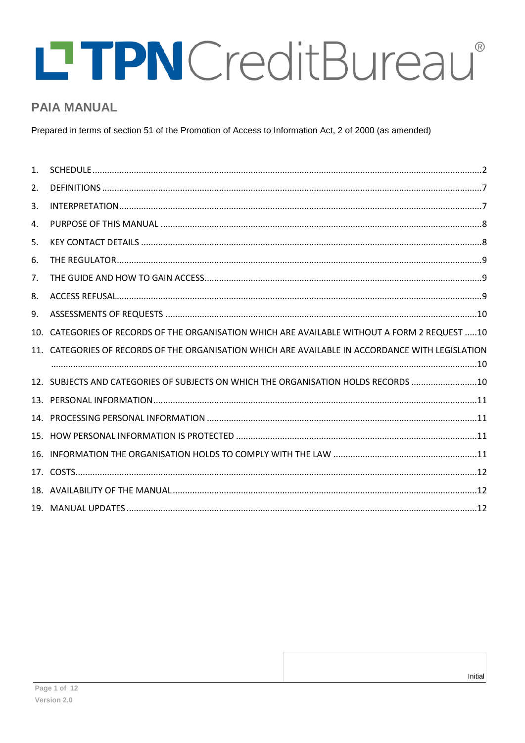# TPNCreditBureau®

## PAIA MANUAL

Prepared in terms of section 51 of the Promotion of Access to Information Act, 2 of 2000 (as amended)

1. SCHEDULE ..... 2
2. DEFINITIONS ..... 7
3. INTERPRETATION ..... 7
4. PURPOSE OF THIS MANUAL ..... 8
5. KEY CONTACT DETAILS ..... 8
6. THE REGULATOR ..... 9
7. THE GUIDE AND HOW TO GAIN ACCESS ..... 9
8. ACCESS REFUSAL ..... 9
9. ASSESSMENTS OF REQUESTS ..... 10
10. CATEGORIES OF RECORDS OF THE ORGANISATION WHICH ARE AVAILABLE WITHOUT A FORM 2 REQUEST ..... 10
11. CATEGORIES OF RECORDS OF THE ORGANISATION WHICH ARE AVAILABLE IN ACCORDANCE WITH LEGISLATION ..... 10
12. SUBJECTS AND CATEGORIES OF SUBJECTS ON WHICH THE ORGANISATION HOLDS RECORDS ..... 10
13. PERSONAL INFORMATION ..... 11
14. PROCESSING PERSONAL INFORMATION ..... 11
15. HOW PERSONAL INFORMATION IS PROTECTED ..... 11
16. INFORMATION THE ORGANISATION HOLDS TO COMPLY WITH THE LAW ..... 11
17. COSTS ..... 12
18. AVAILABILITY OF THE MANUAL ..... 12
19. MANUAL UPDATES ..... 12

Initial

Version 2.0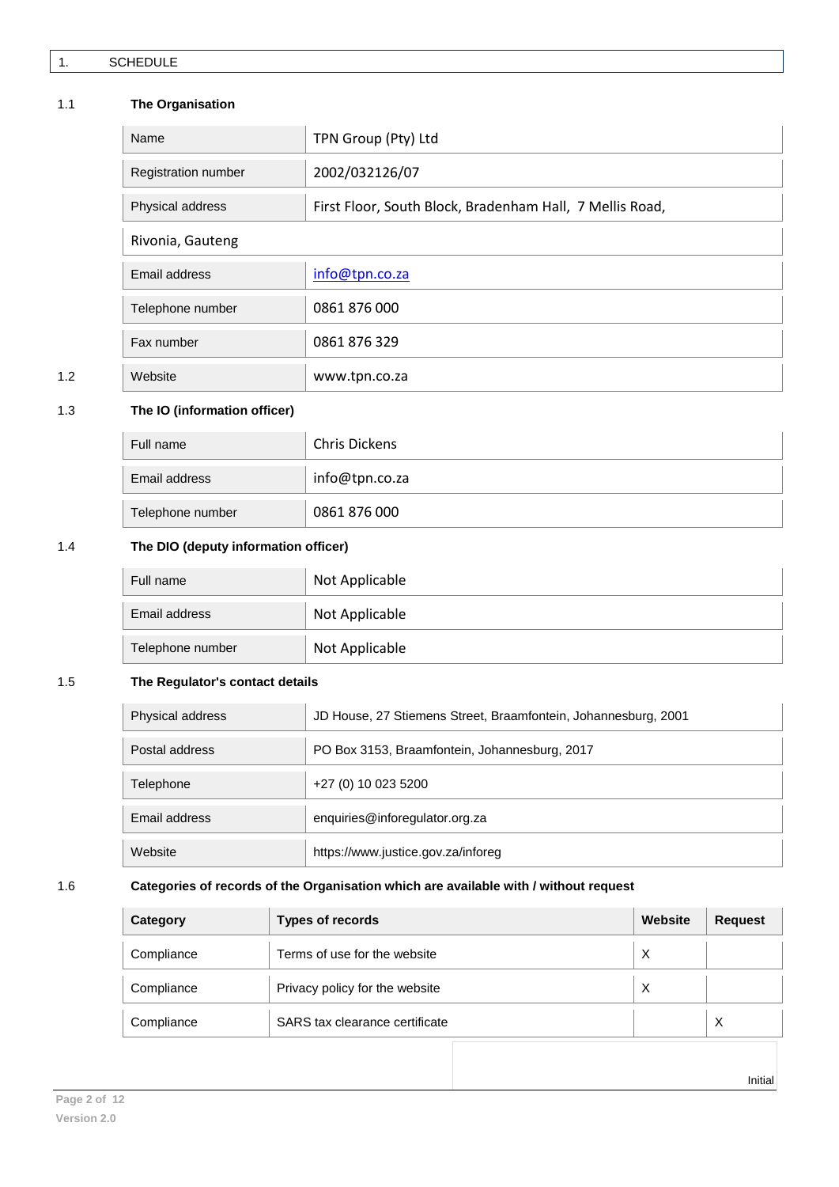# 1. SCHEDULE

## 1.1 The Organisation

| | |
|---|---|
| Name | TPN Group (Pty) Ltd |
| Registration number | 2002/032126/07 |
| Physical address | First Floor, South Block, Bradenham Hall, 7 Mellis Road, |
| Rivonia, Gauteng | |
| Email address | info@tpn.co.za |
| Telephone number | 0861 876 000 |
| Fax number | 0861 876 329 |
| Website | www.tpn.co.za |

1.2

## 1.3 The IO (information officer)

| | |
|---|---|
| Full name | Chris Dickens |
| Email address | info@tpn.co.za |
| Telephone number | 0861 876 000 |

## 1.4 The DIO (deputy information officer)

| | |
|---|---|
| Full name | Not Applicable |
| Email address | Not Applicable |
| Telephone number | Not Applicable |

## 1.5 The Regulator's contact details

| | |
|---|---|
| Physical address | JD House, 27 Stiemens Street, Braamfontein, Johannesburg, 2001 |
| Postal address | PO Box 3153, Braamfontein, Johannesburg, 2017 |
| Telephone | +27 (0) 10 023 5200 |
| Email address | enquiries@inforegulator.org.za |
| Website | https://www.justice.gov.za/inforeg |

## 1.6 Categories of records of the Organisation which are available with / without request

| Category | Types of records | Website | Request |
|---|---|---|---|
| Compliance | Terms of use for the website | X | |
| Compliance | Privacy policy for the website | X | |
| Compliance | SARS tax clearance certificate | | X |

Initial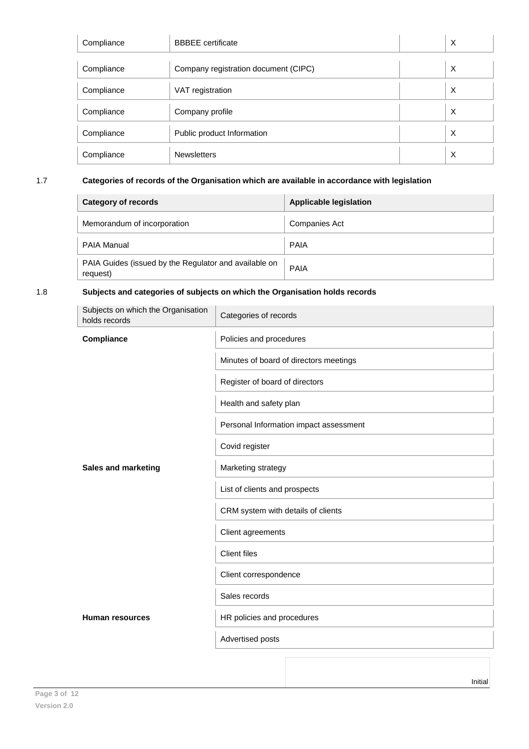| | | | |
|---|---|---|---|
| Compliance | BBBEE certificate | | X |
| Compliance | Company registration document (CIPC) | | X |
| Compliance | VAT registration | | X |
| Compliance | Company profile | | X |
| Compliance | Public product Information | | X |
| Compliance | Newsletters | | X |

### 1.7 Categories of records of the Organisation which are available in accordance with legislation

| Category of records | Applicable legislation |
|---|---|
| Memorandum of incorporation | Companies Act |
| PAIA Manual | PAIA |
| PAIA Guides (issued by the Regulator and available on request) | PAIA |

### 1.8 Subjects and categories of subjects on which the Organisation holds records

| Subjects on which the Organisation holds records | Categories of records |
|---|---|
| **Compliance** | Policies and procedures |
| | Minutes of board of directors meetings |
| | Register of board of directors |
| | Health and safety plan |
| | Personal Information impact assessment |
| | Covid register |
| **Sales and marketing** | Marketing strategy |
| | List of clients and prospects |
| | CRM system with details of clients |
| | Client agreements |
| | Client files |
| | Client correspondence |
| | Sales records |
| **Human resources** | HR policies and procedures |
| | Advertised posts |

Initial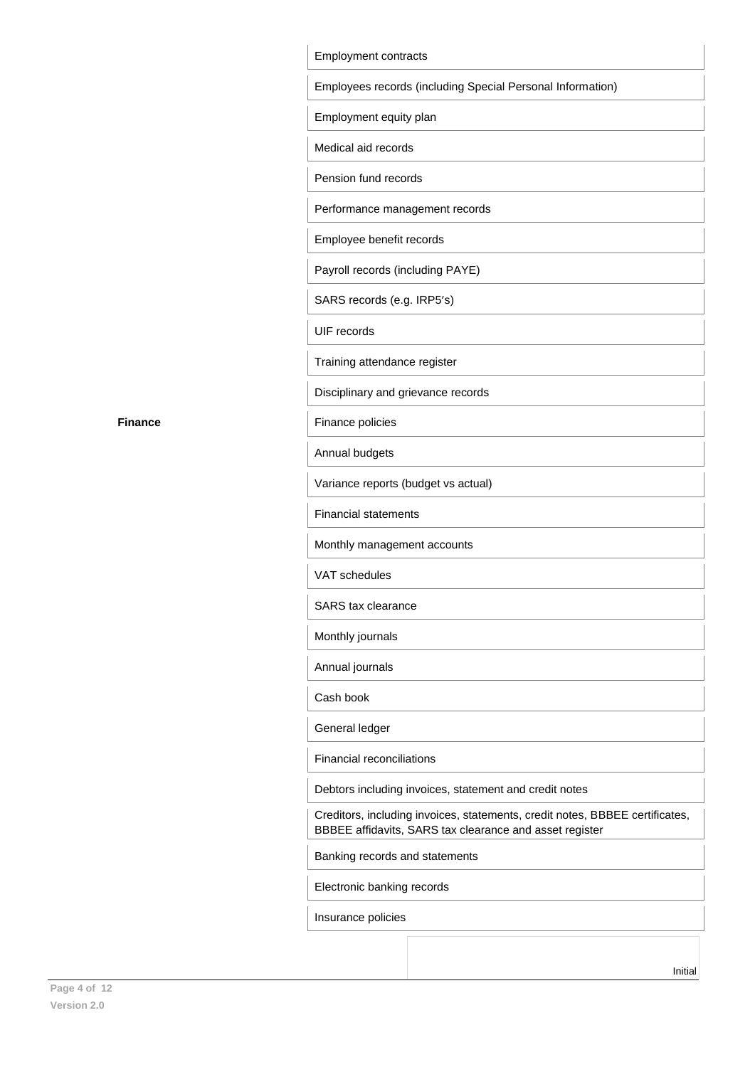| | |
|---|---|
| | Employment contracts |
| | Employees records (including Special Personal Information) |
| | Employment equity plan |
| | Medical aid records |
| | Pension fund records |
| | Performance management records |
| | Employee benefit records |
| | Payroll records (including PAYE) |
| | SARS records (e.g. IRP5′s) |
| | UIF records |
| | Training attendance register |
| | Disciplinary and grievance records |
| **Finance** | Finance policies |
| | Annual budgets |
| | Variance reports (budget vs actual) |
| | Financial statements |
| | Monthly management accounts |
| | VAT schedules |
| | SARS tax clearance |
| | Monthly journals |
| | Annual journals |
| | Cash book |
| | General ledger |
| | Financial reconciliations |
| | Debtors including invoices, statement and credit notes |
| | Creditors, including invoices, statements, credit notes, BBBEE certificates, BBBEE affidavits, SARS tax clearance and asset register |
| | Banking records and statements |
| | Electronic banking records |
| | Insurance policies |

Initial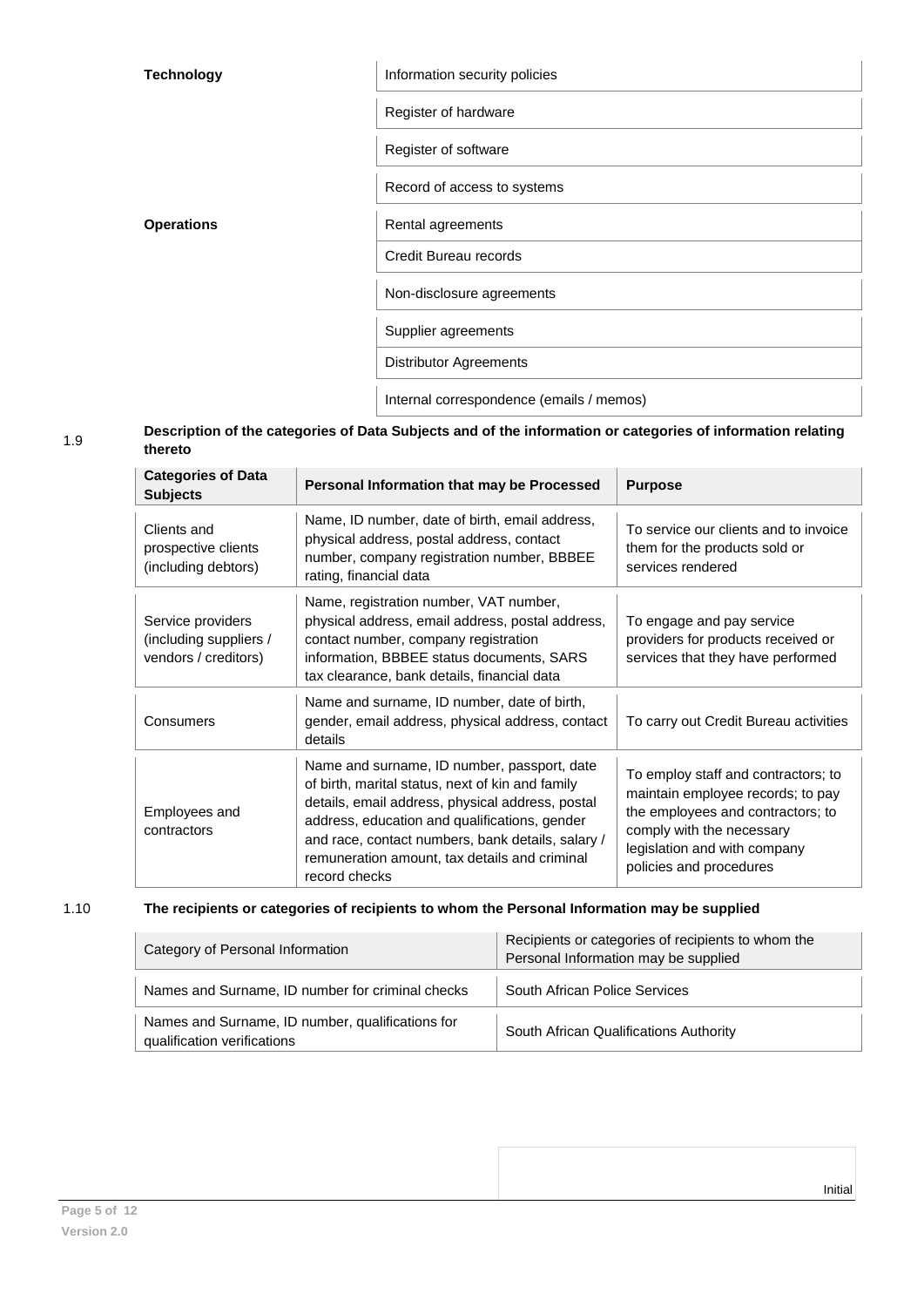| | |
|---|---|
| **Technology** | Information security policies |
| | Register of hardware |
| | Register of software |
| | Record of access to systems |
| **Operations** | Rental agreements |
| | Credit Bureau records |
| | Non-disclosure agreements |
| | Supplier agreements |
| | Distributor Agreements |
| | Internal correspondence (emails / memos) |

1.9 **Description of the categories of Data Subjects and of the information or categories of information relating thereto**

| Categories of Data Subjects | Personal Information that may be Processed | Purpose |
|---|---|---|
| Clients and prospective clients (including debtors) | Name, ID number, date of birth, email address, physical address, postal address, contact number, company registration number, BBBEE rating, financial data | To service our clients and to invoice them for the products sold or services rendered |
| Service providers (including suppliers / vendors / creditors) | Name, registration number, VAT number, physical address, email address, postal address, contact number, company registration information, BBBEE status documents, SARS tax clearance, bank details, financial data | To engage and pay service providers for products received or services that they have performed |
| Consumers | Name and surname, ID number, date of birth, gender, email address, physical address, contact details | To carry out Credit Bureau activities |
| Employees and contractors | Name and surname, ID number, passport, date of birth, marital status, next of kin and family details, email address, physical address, postal address, education and qualifications, gender and race, contact numbers, bank details, salary / remuneration amount, tax details and criminal record checks | To employ staff and contractors; to maintain employee records; to pay the employees and contractors; to comply with the necessary legislation and with company policies and procedures |

1.10 **The recipients or categories of recipients to whom the Personal Information may be supplied**

| Category of Personal Information | Recipients or categories of recipients to whom the Personal Information may be supplied |
|---|---|
| Names and Surname, ID number for criminal checks | South African Police Services |
| Names and Surname, ID number, qualifications for qualification verifications | South African Qualifications Authority |

Initial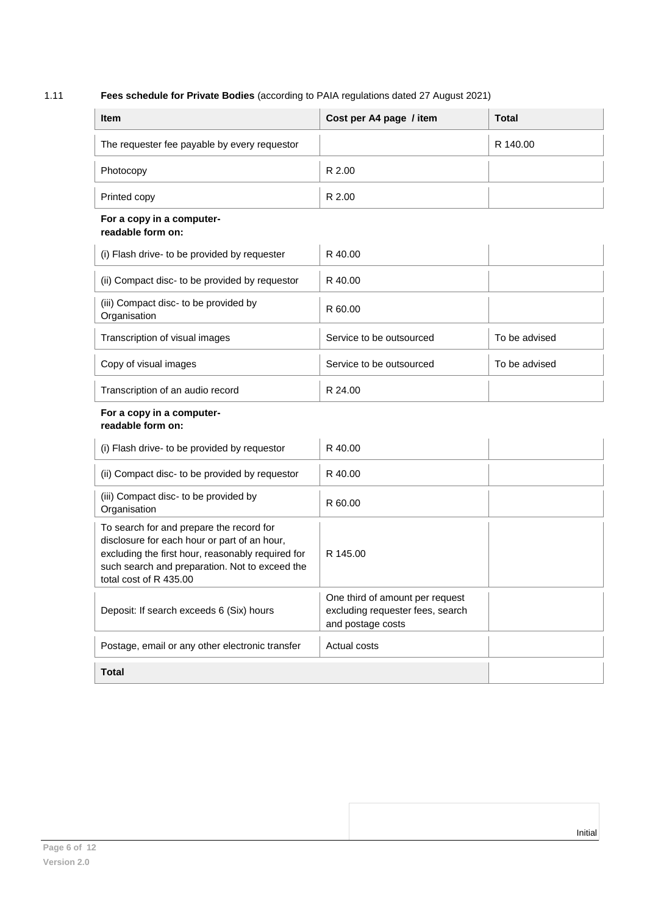1.11 **Fees schedule for Private Bodies** (according to PAIA regulations dated 27 August 2021)

| Item | Cost per A4 page / item | Total |
|---|---|---|
| The requester fee payable by every requestor | | R 140.00 |
| Photocopy | R 2.00 | |
| Printed copy | R 2.00 | |
| **For a copy in a computer-readable form on:** | | |
| (i) Flash drive- to be provided by requester | R 40.00 | |
| (ii) Compact disc- to be provided by requestor | R 40.00 | |
| (iii) Compact disc- to be provided by Organisation | R 60.00 | |
| Transcription of visual images | Service to be outsourced | To be advised |
| Copy of visual images | Service to be outsourced | To be advised |
| Transcription of an audio record | R 24.00 | |
| **For a copy in a computer-readable form on:** | | |
| (i) Flash drive- to be provided by requestor | R 40.00 | |
| (ii) Compact disc- to be provided by requestor | R 40.00 | |
| (iii) Compact disc- to be provided by Organisation | R 60.00 | |
| To search for and prepare the record for disclosure for each hour or part of an hour, excluding the first hour, reasonably required for such search and preparation. Not to exceed the total cost of R 435.00 | R 145.00 | |
| Deposit: If search exceeds 6 (Six) hours | One third of amount per request excluding requester fees, search and postage costs | |
| Postage, email or any other electronic transfer | Actual costs | |
| **Total** | | |

Initial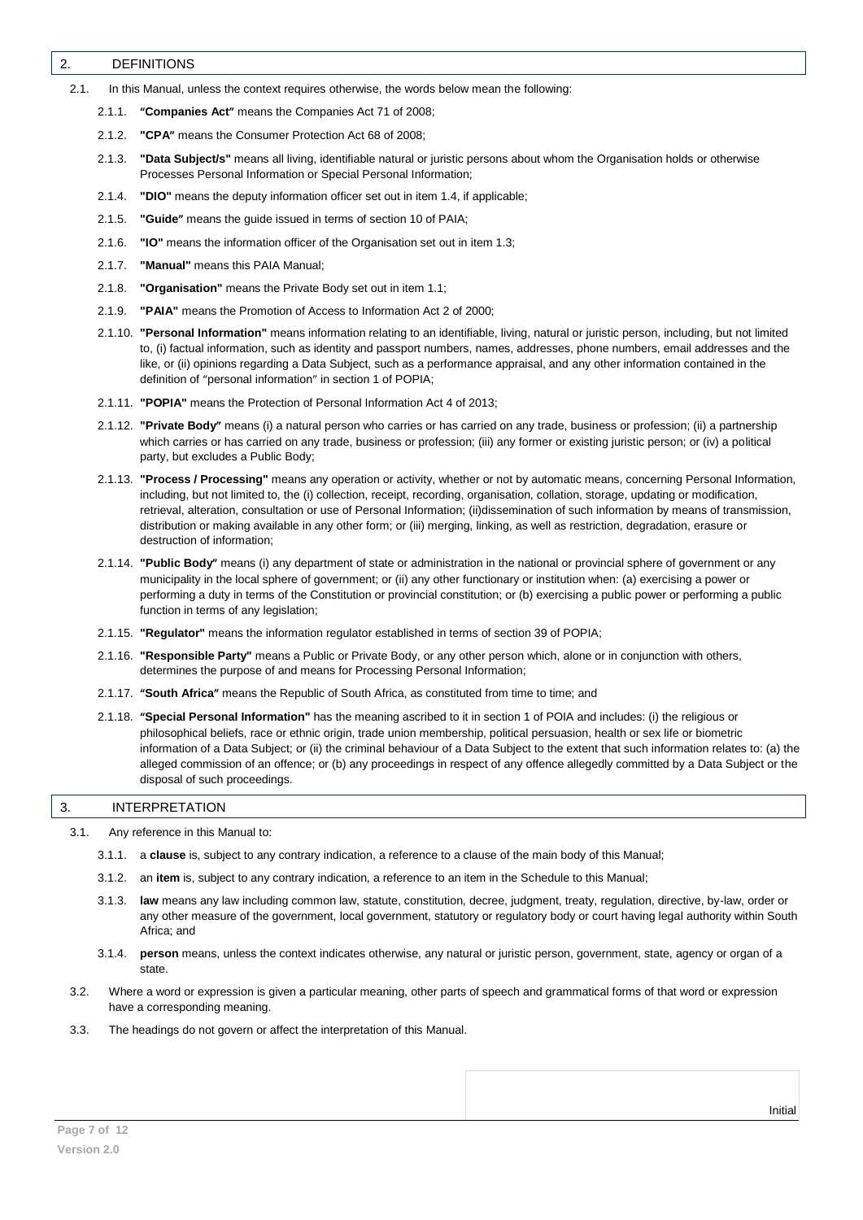## 2. DEFINITIONS

2.1. In this Manual, unless the context requires otherwise, the words below mean the following:

2.1.1. **"Companies Act"** means the Companies Act 71 of 2008;

2.1.2. **"CPA"** means the Consumer Protection Act 68 of 2008;

2.1.3. **"Data Subject/s"** means all living, identifiable natural or juristic persons about whom the Organisation holds or otherwise Processes Personal Information or Special Personal Information;

2.1.4. **"DIO"** means the deputy information officer set out in item 1.4, if applicable;

2.1.5. **"Guide"** means the guide issued in terms of section 10 of PAIA;

2.1.6. **"IO"** means the information officer of the Organisation set out in item 1.3;

2.1.7. **"Manual"** means this PAIA Manual;

2.1.8. **"Organisation"** means the Private Body set out in item 1.1;

2.1.9. **"PAIA"** means the Promotion of Access to Information Act 2 of 2000;

2.1.10. **"Personal Information"** means information relating to an identifiable, living, natural or juristic person, including, but not limited to, (i) factual information, such as identity and passport numbers, names, addresses, phone numbers, email addresses and the like, or (ii) opinions regarding a Data Subject, such as a performance appraisal, and any other information contained in the definition of "personal information" in section 1 of POPIA;

2.1.11. **"POPIA"** means the Protection of Personal Information Act 4 of 2013;

2.1.12. **"Private Body"** means (i) a natural person who carries or has carried on any trade, business or profession; (ii) a partnership which carries or has carried on any trade, business or profession; (iii) any former or existing juristic person; or (iv) a political party, but excludes a Public Body;

2.1.13. **"Process / Processing"** means any operation or activity, whether or not by automatic means, concerning Personal Information, including, but not limited to, the (i) collection, receipt, recording, organisation, collation, storage, updating or modification, retrieval, alteration, consultation or use of Personal Information; (ii)dissemination of such information by means of transmission, distribution or making available in any other form; or (iii) merging, linking, as well as restriction, degradation, erasure or destruction of information;

2.1.14. **"Public Body"** means (i) any department of state or administration in the national or provincial sphere of government or any municipality in the local sphere of government; or (ii) any other functionary or institution when: (a) exercising a power or performing a duty in terms of the Constitution or provincial constitution; or (b) exercising a public power or performing a public function in terms of any legislation;

2.1.15. **"Regulator"** means the information regulator established in terms of section 39 of POPIA;

2.1.16. **"Responsible Party"** means a Public or Private Body, or any other person which, alone or in conjunction with others, determines the purpose of and means for Processing Personal Information;

2.1.17. **"South Africa"** means the Republic of South Africa, as constituted from time to time; and

2.1.18. **"Special Personal Information"** has the meaning ascribed to it in section 1 of POIA and includes: (i) the religious or philosophical beliefs, race or ethnic origin, trade union membership, political persuasion, health or sex life or biometric information of a Data Subject; or (ii) the criminal behaviour of a Data Subject to the extent that such information relates to: (a) the alleged commission of an offence; or (b) any proceedings in respect of any offence allegedly committed by a Data Subject or the disposal of such proceedings.

## 3. INTERPRETATION

3.1. Any reference in this Manual to:

3.1.1. a **clause** is, subject to any contrary indication, a reference to a clause of the main body of this Manual;

3.1.2. an **item** is, subject to any contrary indication, a reference to an item in the Schedule to this Manual;

3.1.3. **law** means any law including common law, statute, constitution, decree, judgment, treaty, regulation, directive, by-law, order or any other measure of the government, local government, statutory or regulatory body or court having legal authority within South Africa; and

3.1.4. **person** means, unless the context indicates otherwise, any natural or juristic person, government, state, agency or organ of a state.

3.2. Where a word or expression is given a particular meaning, other parts of speech and grammatical forms of that word or expression have a corresponding meaning.

3.3. The headings do not govern or affect the interpretation of this Manual.

Initial

Version 2.0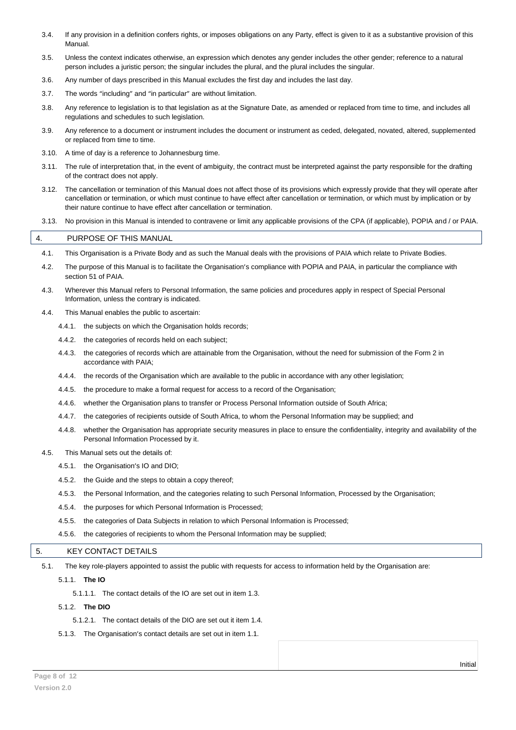3.4. If any provision in a definition confers rights, or imposes obligations on any Party, effect is given to it as a substantive provision of this Manual.

3.5. Unless the context indicates otherwise, an expression which denotes any gender includes the other gender; reference to a natural person includes a juristic person; the singular includes the plural, and the plural includes the singular.

3.6. Any number of days prescribed in this Manual excludes the first day and includes the last day.

3.7. The words "including" and "in particular" are without limitation.

3.8. Any reference to legislation is to that legislation as at the Signature Date, as amended or replaced from time to time, and includes all regulations and schedules to such legislation.

3.9. Any reference to a document or instrument includes the document or instrument as ceded, delegated, novated, altered, supplemented or replaced from time to time.

3.10. A time of day is a reference to Johannesburg time.

3.11. The rule of interpretation that, in the event of ambiguity, the contract must be interpreted against the party responsible for the drafting of the contract does not apply.

3.12. The cancellation or termination of this Manual does not affect those of its provisions which expressly provide that they will operate after cancellation or termination, or which must continue to have effect after cancellation or termination, or which must by implication or by their nature continue to have effect after cancellation or termination.

3.13. No provision in this Manual is intended to contravene or limit any applicable provisions of the CPA (if applicable), POPIA and / or PAIA.

## 4. PURPOSE OF THIS MANUAL

4.1. This Organisation is a Private Body and as such the Manual deals with the provisions of PAIA which relate to Private Bodies.

4.2. The purpose of this Manual is to facilitate the Organisation's compliance with POPIA and PAIA, in particular the compliance with section 51 of PAIA.

4.3. Wherever this Manual refers to Personal Information, the same policies and procedures apply in respect of Special Personal Information, unless the contrary is indicated.

4.4. This Manual enables the public to ascertain:

4.4.1. the subjects on which the Organisation holds records;

4.4.2. the categories of records held on each subject;

4.4.3. the categories of records which are attainable from the Organisation, without the need for submission of the Form 2 in accordance with PAIA;

4.4.4. the records of the Organisation which are available to the public in accordance with any other legislation;

4.4.5. the procedure to make a formal request for access to a record of the Organisation;

4.4.6. whether the Organisation plans to transfer or Process Personal Information outside of South Africa;

4.4.7. the categories of recipients outside of South Africa, to whom the Personal Information may be supplied; and

4.4.8. whether the Organisation has appropriate security measures in place to ensure the confidentiality, integrity and availability of the Personal Information Processed by it.

4.5. This Manual sets out the details of:

4.5.1. the Organisation's IO and DIO;

4.5.2. the Guide and the steps to obtain a copy thereof;

4.5.3. the Personal Information, and the categories relating to such Personal Information, Processed by the Organisation;

4.5.4. the purposes for which Personal Information is Processed;

4.5.5. the categories of Data Subjects in relation to which Personal Information is Processed;

4.5.6. the categories of recipients to whom the Personal Information may be supplied;

## 5. KEY CONTACT DETAILS

5.1. The key role-players appointed to assist the public with requests for access to information held by the Organisation are:

5.1.1. **The IO**

5.1.1.1. The contact details of the IO are set out in item 1.3.

5.1.2. **The DIO**

5.1.2.1. The contact details of the DIO are set out it item 1.4.

5.1.3. The Organisation's contact details are set out in item 1.1.

Initial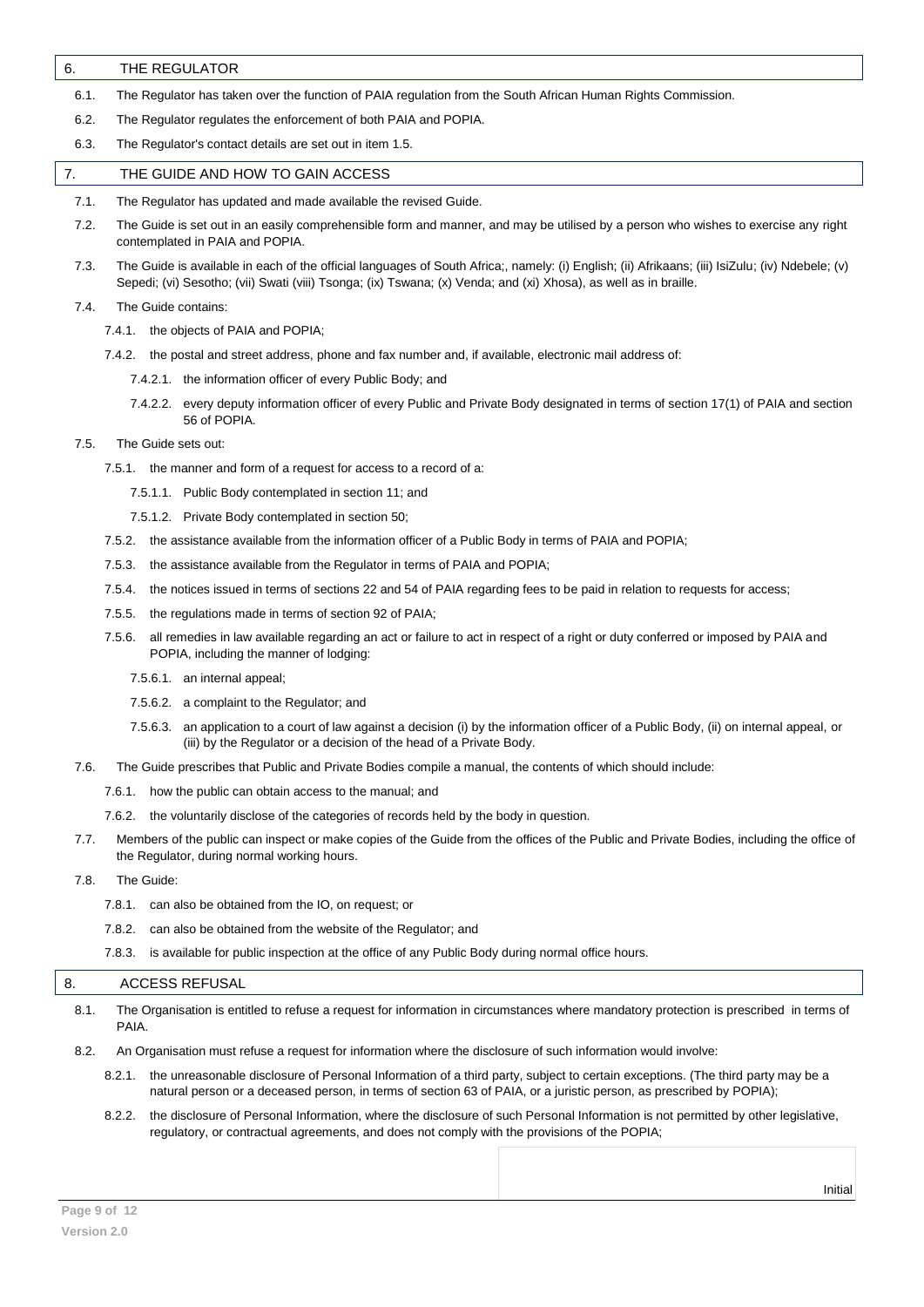## 6. THE REGULATOR

6.1. The Regulator has taken over the function of PAIA regulation from the South African Human Rights Commission.

6.2. The Regulator regulates the enforcement of both PAIA and POPIA.

6.3. The Regulator's contact details are set out in item 1.5.

## 7. THE GUIDE AND HOW TO GAIN ACCESS

7.1. The Regulator has updated and made available the revised Guide.

7.2. The Guide is set out in an easily comprehensible form and manner, and may be utilised by a person who wishes to exercise any right contemplated in PAIA and POPIA.

7.3. The Guide is available in each of the official languages of South Africa;, namely: (i) English; (ii) Afrikaans; (iii) IsiZulu; (iv) Ndebele; (v) Sepedi; (vi) Sesotho; (vii) Swati (viii) Tsonga; (ix) Tswana; (x) Venda; and (xi) Xhosa), as well as in braille.

7.4. The Guide contains:

7.4.1. the objects of PAIA and POPIA;

7.4.2. the postal and street address, phone and fax number and, if available, electronic mail address of:

7.4.2.1. the information officer of every Public Body; and

7.4.2.2. every deputy information officer of every Public and Private Body designated in terms of section 17(1) of PAIA and section 56 of POPIA.

7.5. The Guide sets out:

7.5.1. the manner and form of a request for access to a record of a:

7.5.1.1. Public Body contemplated in section 11; and

7.5.1.2. Private Body contemplated in section 50;

7.5.2. the assistance available from the information officer of a Public Body in terms of PAIA and POPIA;

7.5.3. the assistance available from the Regulator in terms of PAIA and POPIA;

7.5.4. the notices issued in terms of sections 22 and 54 of PAIA regarding fees to be paid in relation to requests for access;

7.5.5. the regulations made in terms of section 92 of PAIA;

7.5.6. all remedies in law available regarding an act or failure to act in respect of a right or duty conferred or imposed by PAIA and POPIA, including the manner of lodging:

7.5.6.1. an internal appeal;

7.5.6.2. a complaint to the Regulator; and

7.5.6.3. an application to a court of law against a decision (i) by the information officer of a Public Body, (ii) on internal appeal, or (iii) by the Regulator or a decision of the head of a Private Body.

7.6. The Guide prescribes that Public and Private Bodies compile a manual, the contents of which should include:

7.6.1. how the public can obtain access to the manual; and

7.6.2. the voluntarily disclose of the categories of records held by the body in question.

7.7. Members of the public can inspect or make copies of the Guide from the offices of the Public and Private Bodies, including the office of the Regulator, during normal working hours.

7.8. The Guide:

7.8.1. can also be obtained from the IO, on request; or

7.8.2. can also be obtained from the website of the Regulator; and

7.8.3. is available for public inspection at the office of any Public Body during normal office hours.

## 8. ACCESS REFUSAL

8.1. The Organisation is entitled to refuse a request for information in circumstances where mandatory protection is prescribed in terms of PAIA.

8.2. An Organisation must refuse a request for information where the disclosure of such information would involve:

8.2.1. the unreasonable disclosure of Personal Information of a third party, subject to certain exceptions. (The third party may be a natural person or a deceased person, in terms of section 63 of PAIA, or a juristic person, as prescribed by POPIA);

8.2.2. the disclosure of Personal Information, where the disclosure of such Personal Information is not permitted by other legislative, regulatory, or contractual agreements, and does not comply with the provisions of the POPIA;

Initial

Version 2.0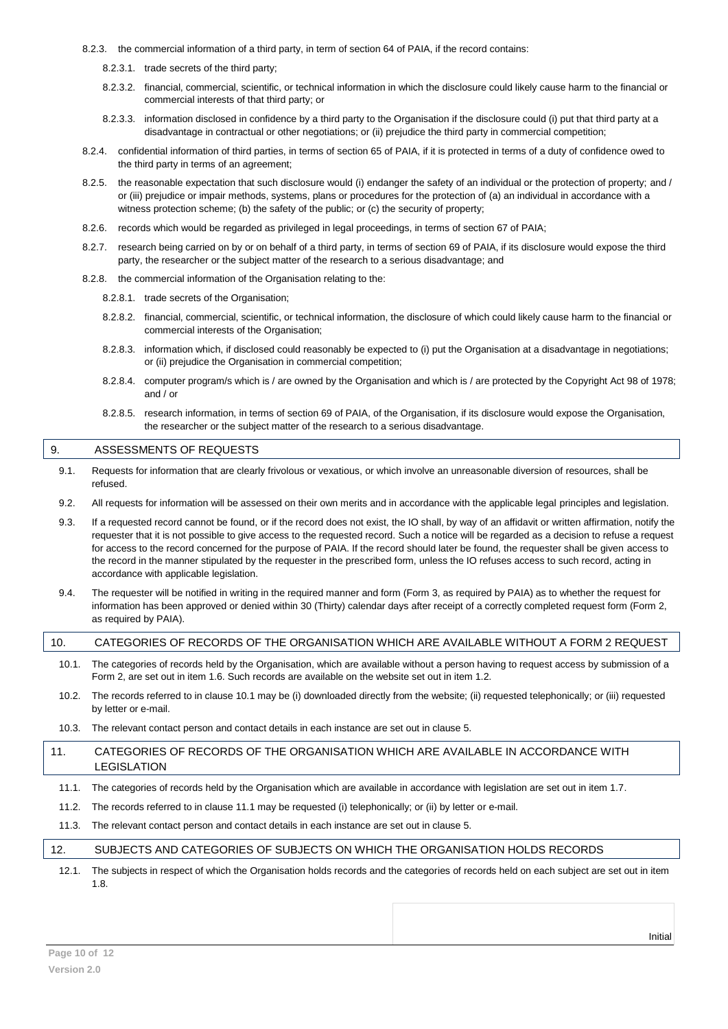8.2.3. the commercial information of a third party, in term of section 64 of PAIA, if the record contains:

8.2.3.1. trade secrets of the third party;

8.2.3.2. financial, commercial, scientific, or technical information in which the disclosure could likely cause harm to the financial or commercial interests of that third party; or

8.2.3.3. information disclosed in confidence by a third party to the Organisation if the disclosure could (i) put that third party at a disadvantage in contractual or other negotiations; or (ii) prejudice the third party in commercial competition;

8.2.4. confidential information of third parties, in terms of section 65 of PAIA, if it is protected in terms of a duty of confidence owed to the third party in terms of an agreement;

8.2.5. the reasonable expectation that such disclosure would (i) endanger the safety of an individual or the protection of property; and / or (iii) prejudice or impair methods, systems, plans or procedures for the protection of (a) an individual in accordance with a witness protection scheme; (b) the safety of the public; or (c) the security of property;

8.2.6. records which would be regarded as privileged in legal proceedings, in terms of section 67 of PAIA;

8.2.7. research being carried on by or on behalf of a third party, in terms of section 69 of PAIA, if its disclosure would expose the third party, the researcher or the subject matter of the research to a serious disadvantage; and

8.2.8. the commercial information of the Organisation relating to the:

8.2.8.1. trade secrets of the Organisation;

8.2.8.2. financial, commercial, scientific, or technical information, the disclosure of which could likely cause harm to the financial or commercial interests of the Organisation;

8.2.8.3. information which, if disclosed could reasonably be expected to (i) put the Organisation at a disadvantage in negotiations; or (ii) prejudice the Organisation in commercial competition;

8.2.8.4. computer program/s which is / are owned by the Organisation and which is / are protected by the Copyright Act 98 of 1978; and / or

8.2.8.5. research information, in terms of section 69 of PAIA, of the Organisation, if its disclosure would expose the Organisation, the researcher or the subject matter of the research to a serious disadvantage.

## 9. ASSESSMENTS OF REQUESTS

9.1. Requests for information that are clearly frivolous or vexatious, or which involve an unreasonable diversion of resources, shall be refused.

9.2. All requests for information will be assessed on their own merits and in accordance with the applicable legal principles and legislation.

9.3. If a requested record cannot be found, or if the record does not exist, the IO shall, by way of an affidavit or written affirmation, notify the requester that it is not possible to give access to the requested record. Such a notice will be regarded as a decision to refuse a request for access to the record concerned for the purpose of PAIA. If the record should later be found, the requester shall be given access to the record in the manner stipulated by the requester in the prescribed form, unless the IO refuses access to such record, acting in accordance with applicable legislation.

9.4. The requester will be notified in writing in the required manner and form (Form 3, as required by PAIA) as to whether the request for information has been approved or denied within 30 (Thirty) calendar days after receipt of a correctly completed request form (Form 2, as required by PAIA).

## 10. CATEGORIES OF RECORDS OF THE ORGANISATION WHICH ARE AVAILABLE WITHOUT A FORM 2 REQUEST

10.1. The categories of records held by the Organisation, which are available without a person having to request access by submission of a Form 2, are set out in item 1.6. Such records are available on the website set out in item 1.2.

10.2. The records referred to in clause 10.1 may be (i) downloaded directly from the website; (ii) requested telephonically; or (iii) requested by letter or e-mail.

10.3. The relevant contact person and contact details in each instance are set out in clause 5.

## 11. CATEGORIES OF RECORDS OF THE ORGANISATION WHICH ARE AVAILABLE IN ACCORDANCE WITH LEGISLATION

11.1. The categories of records held by the Organisation which are available in accordance with legislation are set out in item 1.7.

11.2. The records referred to in clause 11.1 may be requested (i) telephonically; or (ii) by letter or e-mail.

11.3. The relevant contact person and contact details in each instance are set out in clause 5.

## 12. SUBJECTS AND CATEGORIES OF SUBJECTS ON WHICH THE ORGANISATION HOLDS RECORDS

12.1. The subjects in respect of which the Organisation holds records and the categories of records held on each subject are set out in item 1.8.

Initial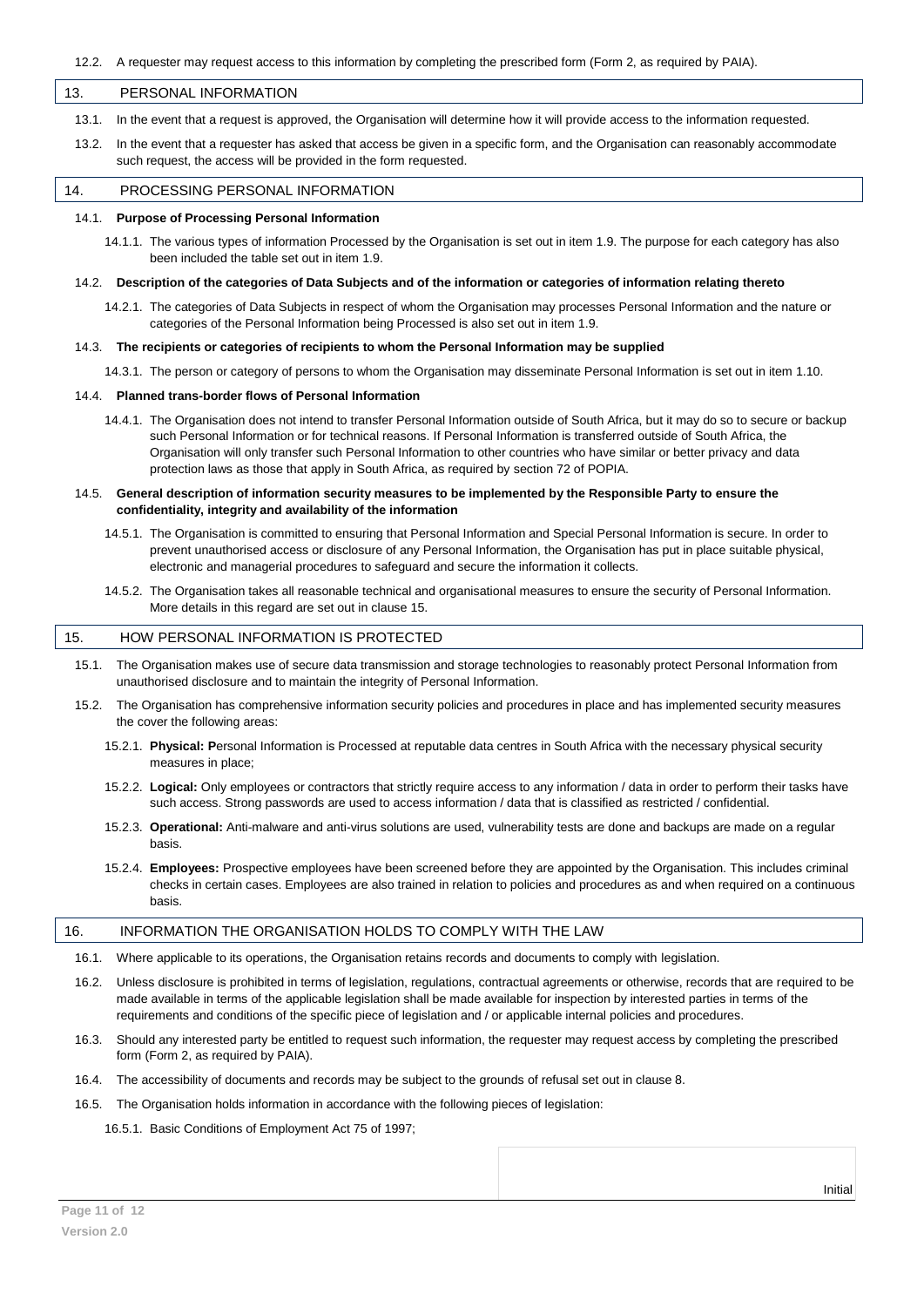12.2. A requester may request access to this information by completing the prescribed form (Form 2, as required by PAIA).

## 13. PERSONAL INFORMATION

13.1. In the event that a request is approved, the Organisation will determine how it will provide access to the information requested.

13.2. In the event that a requester has asked that access be given in a specific form, and the Organisation can reasonably accommodate such request, the access will be provided in the form requested.

## 14. PROCESSING PERSONAL INFORMATION

14.1. **Purpose of Processing Personal Information**

14.1.1. The various types of information Processed by the Organisation is set out in item 1.9. The purpose for each category has also been included the table set out in item 1.9.

14.2. **Description of the categories of Data Subjects and of the information or categories of information relating thereto**

14.2.1. The categories of Data Subjects in respect of whom the Organisation may processes Personal Information and the nature or categories of the Personal Information being Processed is also set out in item 1.9.

14.3. **The recipients or categories of recipients to whom the Personal Information may be supplied**

14.3.1. The person or category of persons to whom the Organisation may disseminate Personal Information is set out in item 1.10.

14.4. **Planned trans-border flows of Personal Information**

14.4.1. The Organisation does not intend to transfer Personal Information outside of South Africa, but it may do so to secure or backup such Personal Information or for technical reasons. If Personal Information is transferred outside of South Africa, the Organisation will only transfer such Personal Information to other countries who have similar or better privacy and data protection laws as those that apply in South Africa, as required by section 72 of POPIA.

14.5. **General description of information security measures to be implemented by the Responsible Party to ensure the confidentiality, integrity and availability of the information**

14.5.1. The Organisation is committed to ensuring that Personal Information and Special Personal Information is secure. In order to prevent unauthorised access or disclosure of any Personal Information, the Organisation has put in place suitable physical, electronic and managerial procedures to safeguard and secure the information it collects.

14.5.2. The Organisation takes all reasonable technical and organisational measures to ensure the security of Personal Information. More details in this regard are set out in clause 15.

## 15. HOW PERSONAL INFORMATION IS PROTECTED

15.1. The Organisation makes use of secure data transmission and storage technologies to reasonably protect Personal Information from unauthorised disclosure and to maintain the integrity of Personal Information.

15.2. The Organisation has comprehensive information security policies and procedures in place and has implemented security measures the cover the following areas:

15.2.1. **Physical: P**ersonal Information is Processed at reputable data centres in South Africa with the necessary physical security measures in place;

15.2.2. **Logical:** Only employees or contractors that strictly require access to any information / data in order to perform their tasks have such access. Strong passwords are used to access information / data that is classified as restricted / confidential.

15.2.3. **Operational:** Anti-malware and anti-virus solutions are used, vulnerability tests are done and backups are made on a regular basis.

15.2.4. **Employees:** Prospective employees have been screened before they are appointed by the Organisation. This includes criminal checks in certain cases. Employees are also trained in relation to policies and procedures as and when required on a continuous basis.

## 16. INFORMATION THE ORGANISATION HOLDS TO COMPLY WITH THE LAW

16.1. Where applicable to its operations, the Organisation retains records and documents to comply with legislation.

16.2. Unless disclosure is prohibited in terms of legislation, regulations, contractual agreements or otherwise, records that are required to be made available in terms of the applicable legislation shall be made available for inspection by interested parties in terms of the requirements and conditions of the specific piece of legislation and / or applicable internal policies and procedures.

16.3. Should any interested party be entitled to request such information, the requester may request access by completing the prescribed form (Form 2, as required by PAIA).

16.4. The accessibility of documents and records may be subject to the grounds of refusal set out in clause 8.

16.5. The Organisation holds information in accordance with the following pieces of legislation:

16.5.1. Basic Conditions of Employment Act 75 of 1997;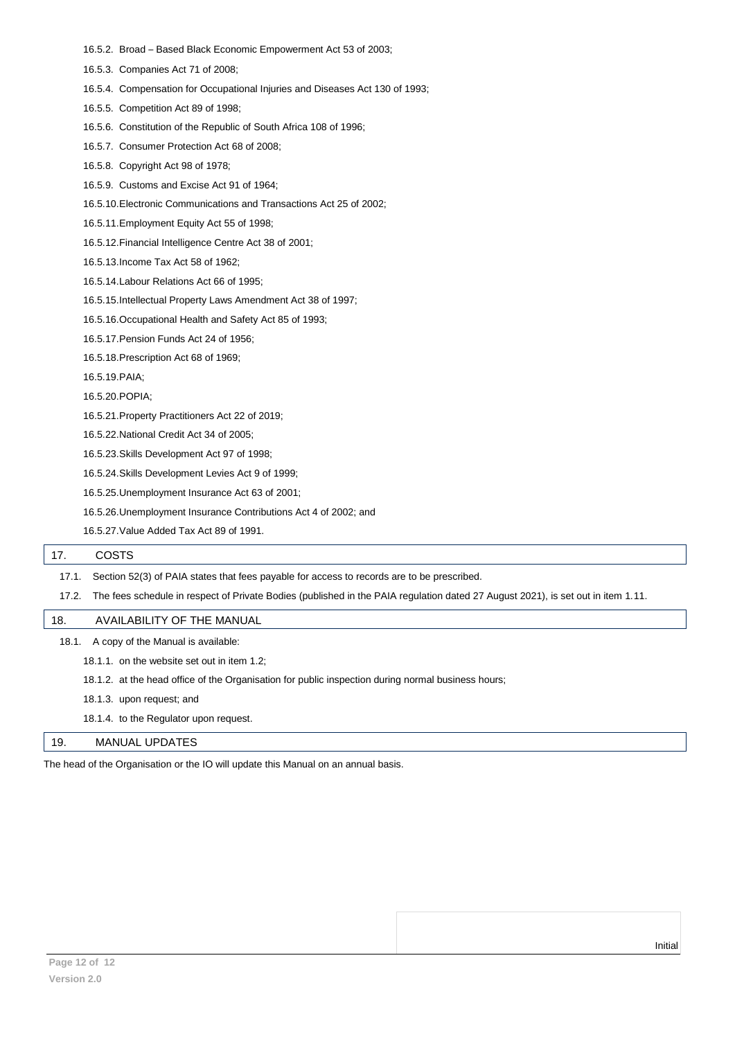16.5.2. Broad – Based Black Economic Empowerment Act 53 of 2003;

16.5.3. Companies Act 71 of 2008;

16.5.4. Compensation for Occupational Injuries and Diseases Act 130 of 1993;

16.5.5. Competition Act 89 of 1998;

16.5.6. Constitution of the Republic of South Africa 108 of 1996;

16.5.7. Consumer Protection Act 68 of 2008;

16.5.8. Copyright Act 98 of 1978;

16.5.9. Customs and Excise Act 91 of 1964;

16.5.10. Electronic Communications and Transactions Act 25 of 2002;

16.5.11. Employment Equity Act 55 of 1998;

16.5.12. Financial Intelligence Centre Act 38 of 2001;

16.5.13. Income Tax Act 58 of 1962;

16.5.14. Labour Relations Act 66 of 1995;

16.5.15. Intellectual Property Laws Amendment Act 38 of 1997;

16.5.16. Occupational Health and Safety Act 85 of 1993;

16.5.17. Pension Funds Act 24 of 1956;

16.5.18. Prescription Act 68 of 1969;

16.5.19. PAIA;

16.5.20. POPIA;

16.5.21. Property Practitioners Act 22 of 2019;

16.5.22. National Credit Act 34 of 2005;

16.5.23. Skills Development Act 97 of 1998;

16.5.24. Skills Development Levies Act 9 of 1999;

16.5.25. Unemployment Insurance Act 63 of 2001;

16.5.26. Unemployment Insurance Contributions Act 4 of 2002; and

16.5.27. Value Added Tax Act 89 of 1991.

## 17. COSTS

17.1. Section 52(3) of PAIA states that fees payable for access to records are to be prescribed.

17.2. The fees schedule in respect of Private Bodies (published in the PAIA regulation dated 27 August 2021), is set out in item 1.11.

## 18. AVAILABILITY OF THE MANUAL

18.1. A copy of the Manual is available:

18.1.1. on the website set out in item 1.2;

18.1.2. at the head office of the Organisation for public inspection during normal business hours;

18.1.3. upon request; and

18.1.4. to the Regulator upon request.

## 19. MANUAL UPDATES

The head of the Organisation or the IO will update this Manual on an annual basis.

Initial